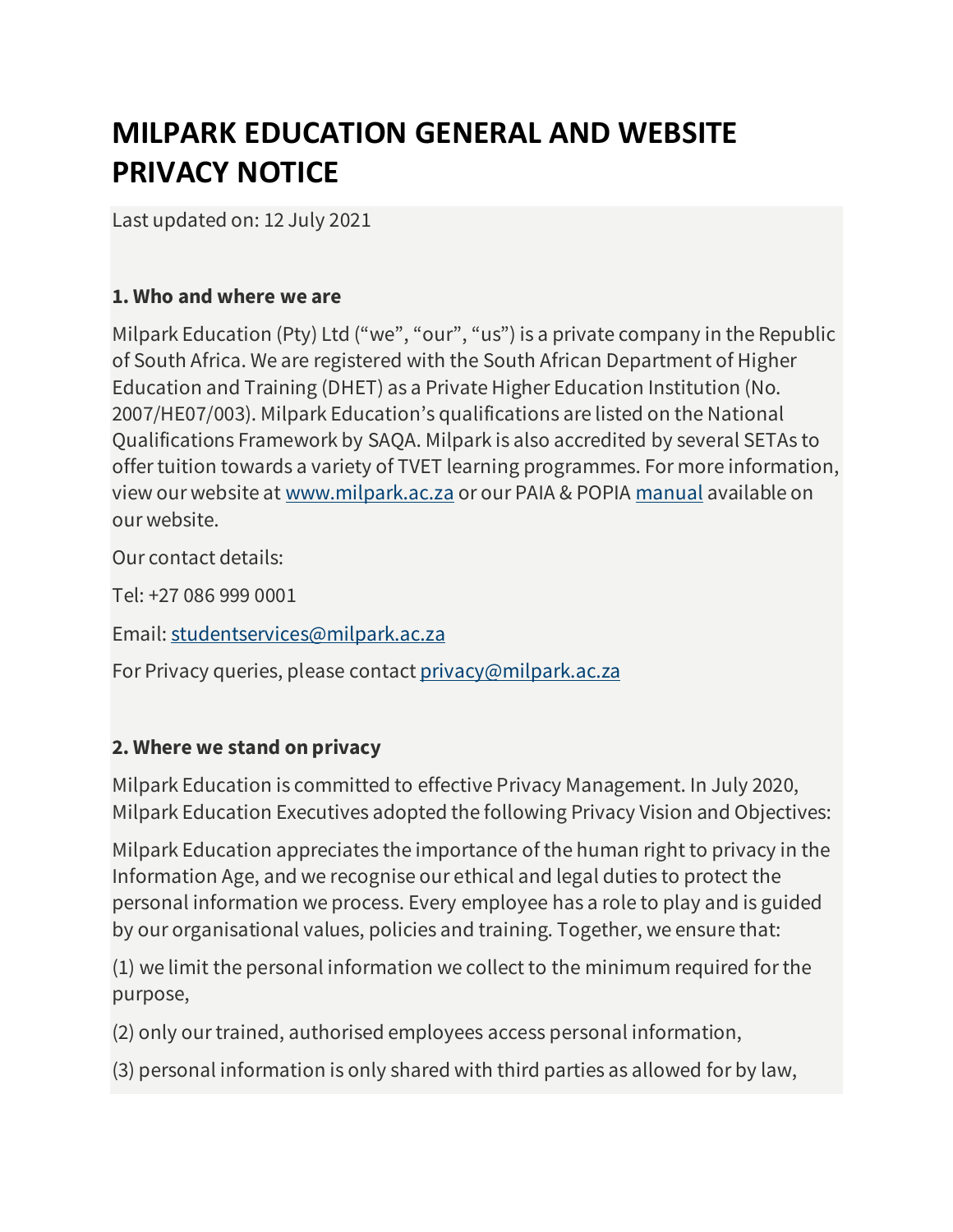# MILPARK EDUCATION GENERAL AND WEBSITE PRIVACY NOTICE

Last updated on: 12 July 2021

### 1. Who and where we are

Milpark Education (Pty) Ltd ("we", "our", "us") is a private company in the Republic of South Africa. We are registered with the South African Department of Higher Education and Training (DHET) as a Private Higher Education Institution (No. 2007/HE07/003). Milpark Education's qualifications are listed on the National Qualifications Framework by SAQA. Milpark is also accredited by several SETAs to offer tuition towards a variety of TVET learning programmes. For more information, view our website at www.milpark.ac.za or our PAIA & POPIA manual available on our website.

Our contact details:

Tel: +27 086 999 0001

Email: studentservices@milpark.ac.za

For Privacy queries, please contact privacy@milpark.ac.za

### 2. Where we stand on privacy

Milpark Education is committed to effective Privacy Management. In July 2020, Milpark Education Executives adopted the following Privacy Vision and Objectives:

Milpark Education appreciates the importance of the human right to privacy in the Information Age, and we recognise our ethical and legal duties to protect the personal information we process. Every employee has a role to play and is guided by our organisational values, policies and training. Together, we ensure that:

(1) we limit the personal information we collect to the minimum required for the purpose,

(2) only our trained, authorised employees access personal information,

(3) personal information is only shared with third parties as allowed for by law,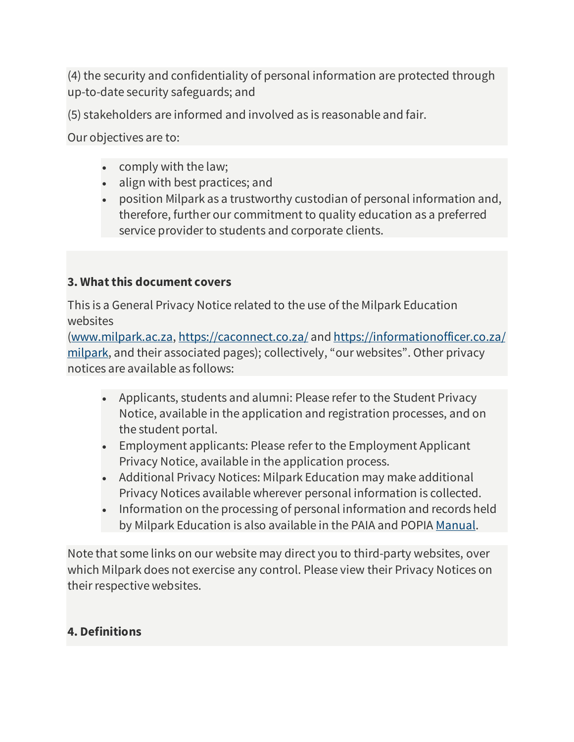(4) the security and confidentiality of personal information are protected through up-to-date security safeguards; and

(5) stakeholders are informed and involved as is reasonable and fair.

Our objectives are to:

- comply with the law;
- align with best practices; and
- position Milpark as a trustworthy custodian of personal information and, therefore, further our commitment to quality education as a preferred service provider to students and corporate clients.

**3. What this document covers**

This is a General Privacy Notice related to the use of the Milpark Education websites (www.milpark.ac.za, https://caconnect.co.za/ and https://informationofficer.co.za/milpark, and their associated pages); collectively, "our websites". Other privacy notices are available as follows:

- Applicants, students and alumni: Please refer to the Student Privacy Notice, available in the application and registration processes, and on the student portal.
- Employment applicants: Please refer to the Employment Applicant Privacy Notice, available in the application process.
- Additional Privacy Notices: Milpark Education may make additional Privacy Notices available wherever personal information is collected.
- Information on the processing of personal information and records held by Milpark Education is also available in the PAIA and POPIA Manual.

Note that some links on our website may direct you to third-party websites, over which Milpark does not exercise any control. Please view their Privacy Notices on their respective websites.

**4. Definitions**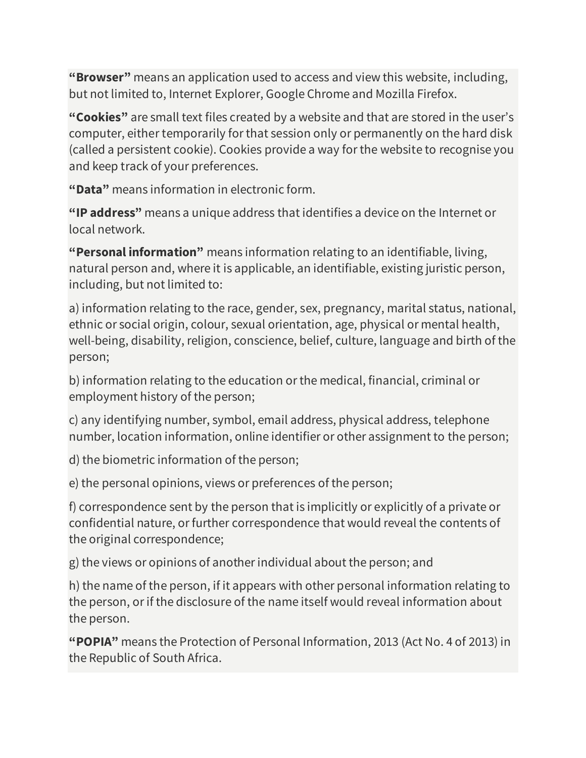**“Browser”** means an application used to access and view this website, including, but not limited to, Internet Explorer, Google Chrome and Mozilla Firefox.

**“Cookies”** are small text files created by a website and that are stored in the user’s computer, either temporarily for that session only or permanently on the hard disk (called a persistent cookie). Cookies provide a way for the website to recognise you and keep track of your preferences.

**“Data”** means information in electronic form.

**“IP address”** means a unique address that identifies a device on the Internet or local network.

**“Personal information”** means information relating to an identifiable, living, natural person and, where it is applicable, an identifiable, existing juristic person, including, but not limited to:

a) information relating to the race, gender, sex, pregnancy, marital status, national, ethnic or social origin, colour, sexual orientation, age, physical or mental health, well-being, disability, religion, conscience, belief, culture, language and birth of the person;

b) information relating to the education or the medical, financial, criminal or employment history of the person;

c) any identifying number, symbol, email address, physical address, telephone number, location information, online identifier or other assignment to the person;

d) the biometric information of the person;

e) the personal opinions, views or preferences of the person;

f) correspondence sent by the person that is implicitly or explicitly of a private or confidential nature, or further correspondence that would reveal the contents of the original correspondence;

g) the views or opinions of another individual about the person; and

h) the name of the person, if it appears with other personal information relating to the person, or if the disclosure of the name itself would reveal information about the person.

**“POPIA”** means the Protection of Personal Information, 2013 (Act No. 4 of 2013) in the Republic of South Africa.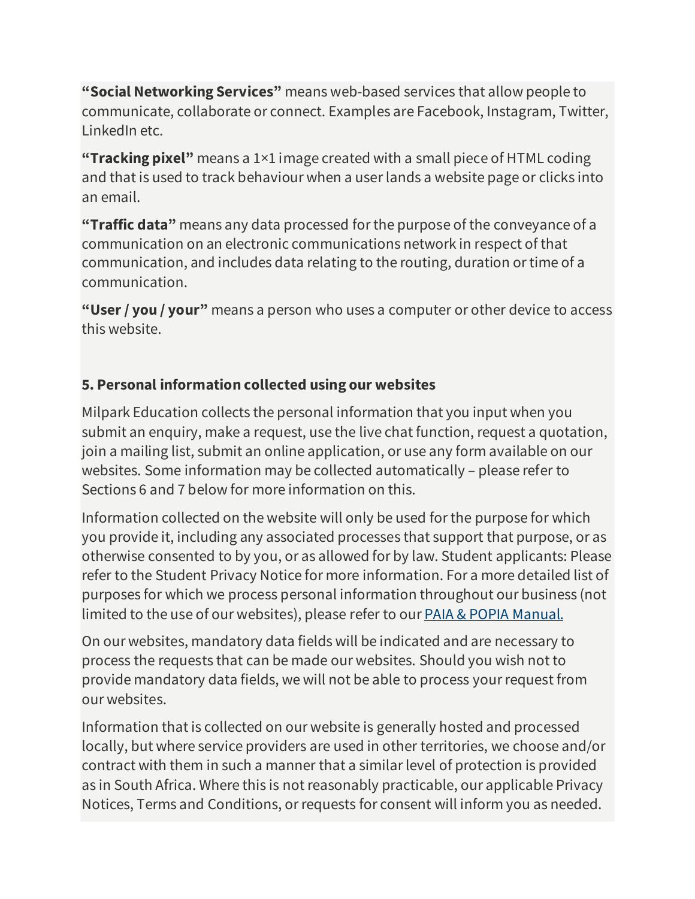**"Social Networking Services"** means web-based services that allow people to communicate, collaborate or connect. Examples are Facebook, Instagram, Twitter, LinkedIn etc.

**"Tracking pixel"** means a 1×1 image created with a small piece of HTML coding and that is used to track behaviour when a user lands a website page or clicks into an email.

**"Traffic data"** means any data processed for the purpose of the conveyance of a communication on an electronic communications network in respect of that communication, and includes data relating to the routing, duration or time of a communication.

**"User / you / your"** means a person who uses a computer or other device to access this website.

### 5. Personal information collected using our websites

Milpark Education collects the personal information that you input when you submit an enquiry, make a request, use the live chat function, request a quotation, join a mailing list, submit an online application, or use any form available on our websites. Some information may be collected automatically – please refer to Sections 6 and 7 below for more information on this.

Information collected on the website will only be used for the purpose for which you provide it, including any associated processes that support that purpose, or as otherwise consented to by you, or as allowed for by law. Student applicants: Please refer to the Student Privacy Notice for more information. For a more detailed list of purposes for which we process personal information throughout our business (not limited to the use of our websites), please refer to our PAIA & POPIA Manual.

On our websites, mandatory data fields will be indicated and are necessary to process the requests that can be made our websites. Should you wish not to provide mandatory data fields, we will not be able to process your request from our websites.

Information that is collected on our website is generally hosted and processed locally, but where service providers are used in other territories, we choose and/or contract with them in such a manner that a similar level of protection is provided as in South Africa. Where this is not reasonably practicable, our applicable Privacy Notices, Terms and Conditions, or requests for consent will inform you as needed.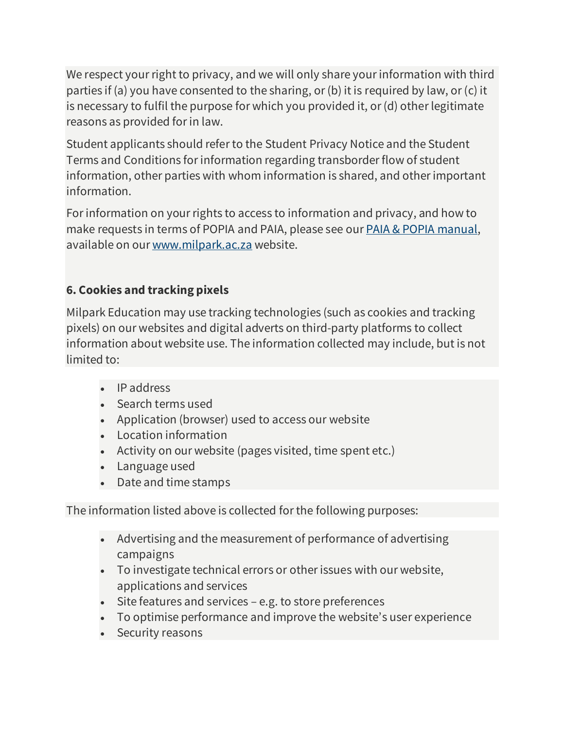We respect your right to privacy, and we will only share your information with third parties if (a) you have consented to the sharing, or (b) it is required by law, or (c) it is necessary to fulfil the purpose for which you provided it, or (d) other legitimate reasons as provided for in law.

Student applicants should refer to the Student Privacy Notice and the Student Terms and Conditions for information regarding transborder flow of student information, other parties with whom information is shared, and other important information.

For information on your rights to access to information and privacy, and how to make requests in terms of POPIA and PAIA, please see our [PAIA & POPIA manual](), available on our [www.milpark.ac.za]() website.

**6. Cookies and tracking pixels**

Milpark Education may use tracking technologies (such as cookies and tracking pixels) on our websites and digital adverts on third-party platforms to collect information about website use. The information collected may include, but is not limited to:

- IP address
- Search terms used
- Application (browser) used to access our website
- Location information
- Activity on our website (pages visited, time spent etc.)
- Language used
- Date and time stamps

The information listed above is collected for the following purposes:

- Advertising and the measurement of performance of advertising campaigns
- To investigate technical errors or other issues with our website, applications and services
- Site features and services – e.g. to store preferences
- To optimise performance and improve the website's user experience
- Security reasons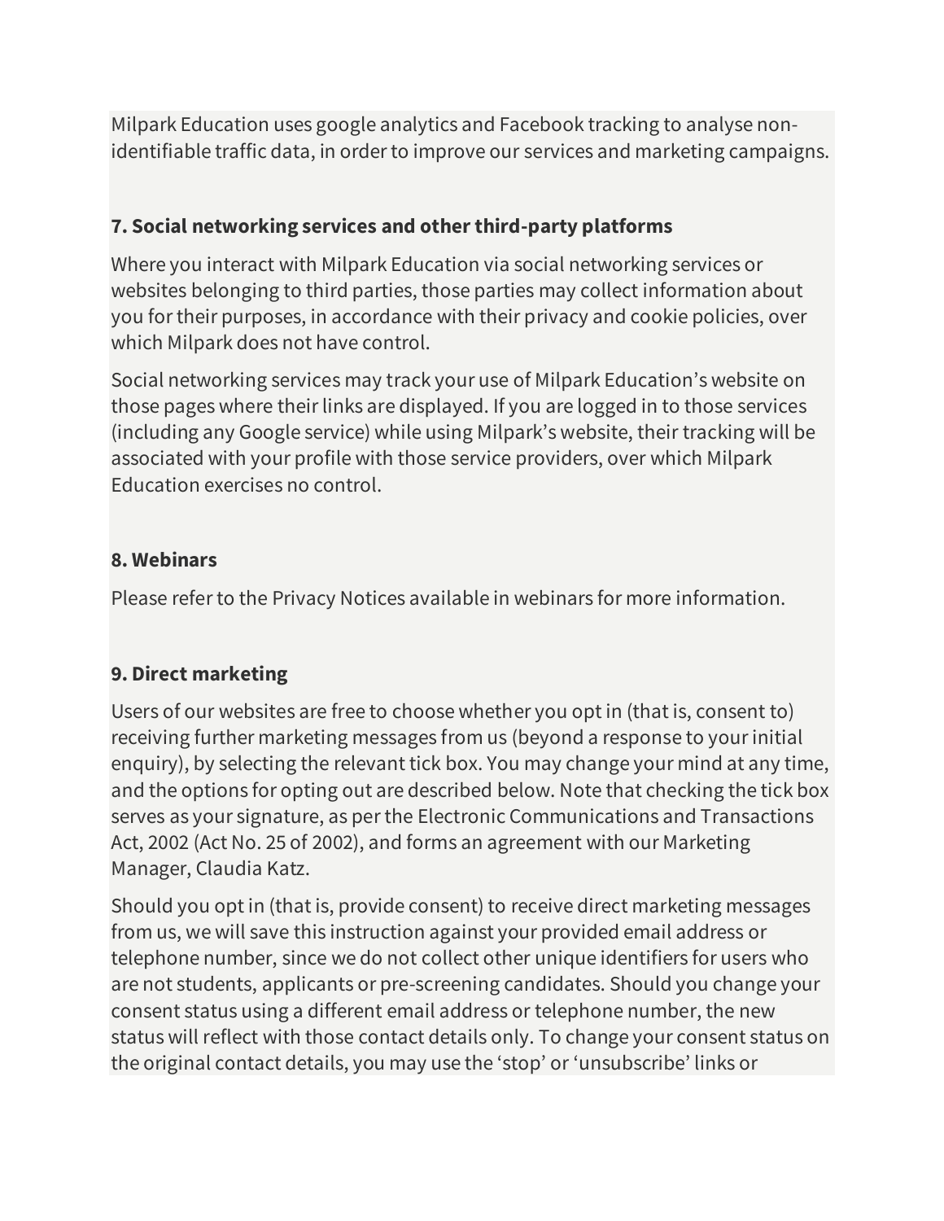Milpark Education uses google analytics and Facebook tracking to analyse non-identifiable traffic data, in order to improve our services and marketing campaigns.

**7. Social networking services and other third-party platforms**

Where you interact with Milpark Education via social networking services or websites belonging to third parties, those parties may collect information about you for their purposes, in accordance with their privacy and cookie policies, over which Milpark does not have control.

Social networking services may track your use of Milpark Education's website on those pages where their links are displayed. If you are logged in to those services (including any Google service) while using Milpark's website, their tracking will be associated with your profile with those service providers, over which Milpark Education exercises no control.

**8. Webinars**

Please refer to the Privacy Notices available in webinars for more information.

**9. Direct marketing**

Users of our websites are free to choose whether you opt in (that is, consent to) receiving further marketing messages from us (beyond a response to your initial enquiry), by selecting the relevant tick box. You may change your mind at any time, and the options for opting out are described below. Note that checking the tick box serves as your signature, as per the Electronic Communications and Transactions Act, 2002 (Act No. 25 of 2002), and forms an agreement with our Marketing Manager, Claudia Katz.

Should you opt in (that is, provide consent) to receive direct marketing messages from us, we will save this instruction against your provided email address or telephone number, since we do not collect other unique identifiers for users who are not students, applicants or pre-screening candidates. Should you change your consent status using a different email address or telephone number, the new status will reflect with those contact details only. To change your consent status on the original contact details, you may use the 'stop' or 'unsubscribe' links or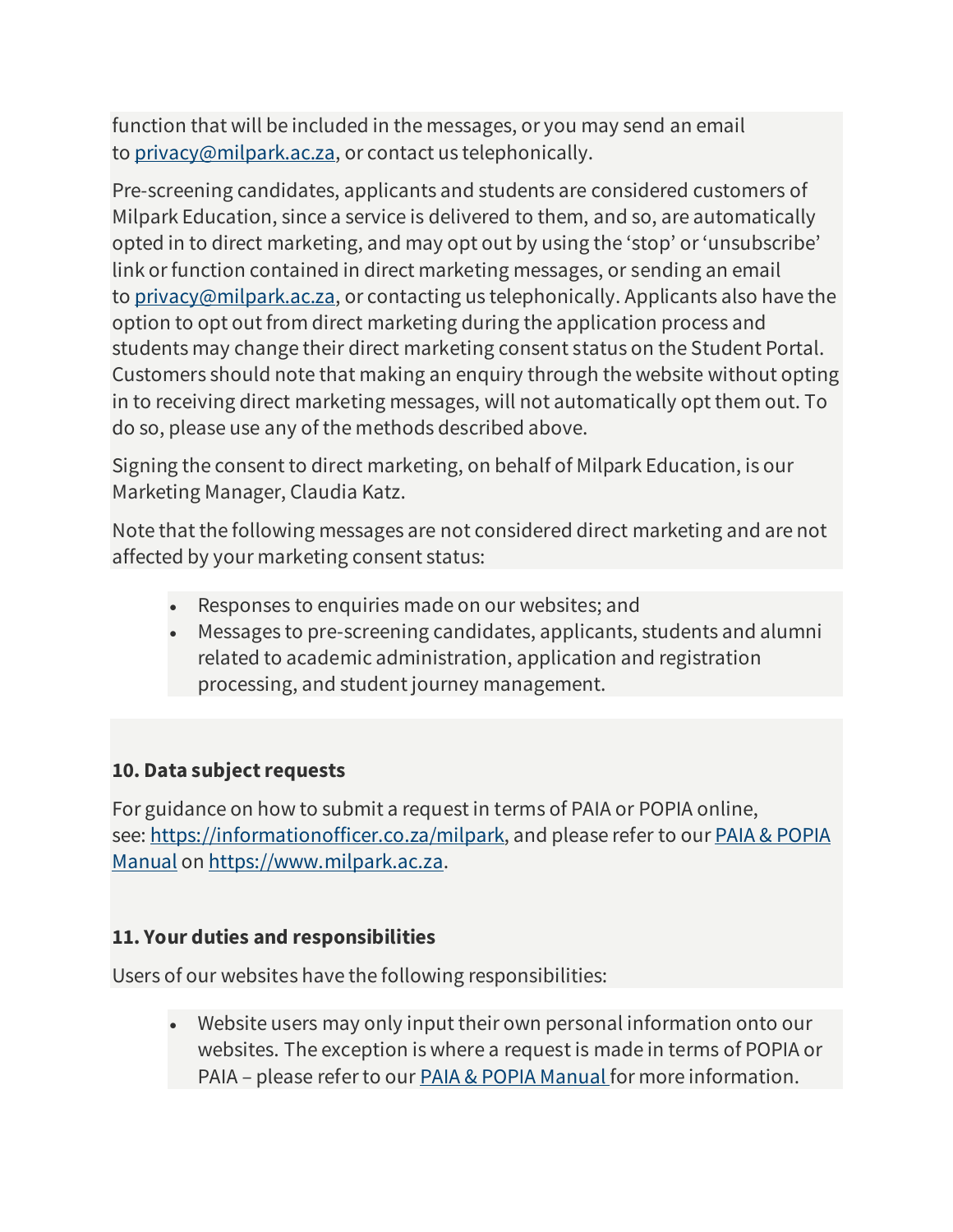function that will be included in the messages, or you may send an email to [privacy@milpark.ac.za](mailto:privacy@milpark.ac.za), or contact us telephonically.

Pre-screening candidates, applicants and students are considered customers of Milpark Education, since a service is delivered to them, and so, are automatically opted in to direct marketing, and may opt out by using the 'stop' or 'unsubscribe' link or function contained in direct marketing messages, or sending an email to [privacy@milpark.ac.za](mailto:privacy@milpark.ac.za), or contacting us telephonically. Applicants also have the option to opt out from direct marketing during the application process and students may change their direct marketing consent status on the Student Portal. Customers should note that making an enquiry through the website without opting in to receiving direct marketing messages, will not automatically opt them out. To do so, please use any of the methods described above.

Signing the consent to direct marketing, on behalf of Milpark Education, is our Marketing Manager, Claudia Katz.

Note that the following messages are not considered direct marketing and are not affected by your marketing consent status:

- Responses to enquiries made on our websites; and
- Messages to pre-screening candidates, applicants, students and alumni related to academic administration, application and registration processing, and student journey management.

### 10. Data subject requests

For guidance on how to submit a request in terms of PAIA or POPIA online, see: [https://informationofficer.co.za/milpark](https://informationofficer.co.za/milpark), and please refer to our PAIA & POPIA Manual on [https://www.milpark.ac.za](https://www.milpark.ac.za).

### 11. Your duties and responsibilities

Users of our websites have the following responsibilities:

- Website users may only input their own personal information onto our websites. The exception is where a request is made in terms of POPIA or PAIA – please refer to our PAIA & POPIA Manual for more information.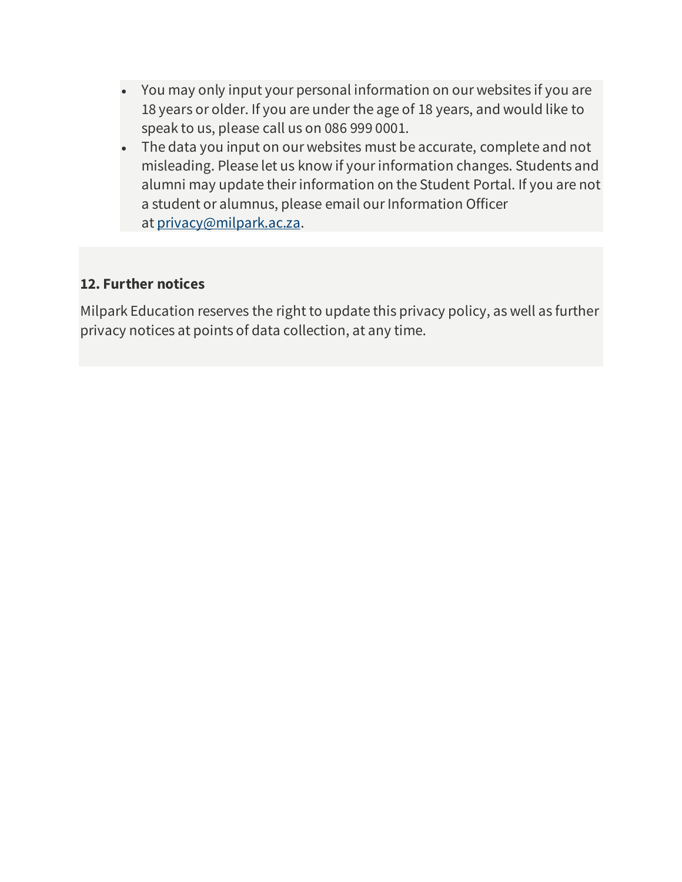- You may only input your personal information on our websites if you are 18 years or older. If you are under the age of 18 years, and would like to speak to us, please call us on 086 999 0001.
- The data you input on our websites must be accurate, complete and not misleading. Please let us know if your information changes. Students and alumni may update their information on the Student Portal. If you are not a student or alumnus, please email our Information Officer at [privacy@milpark.ac.za](mailto:privacy@milpark.ac.za).

**12. Further notices**

Milpark Education reserves the right to update this privacy policy, as well as further privacy notices at points of data collection, at any time.